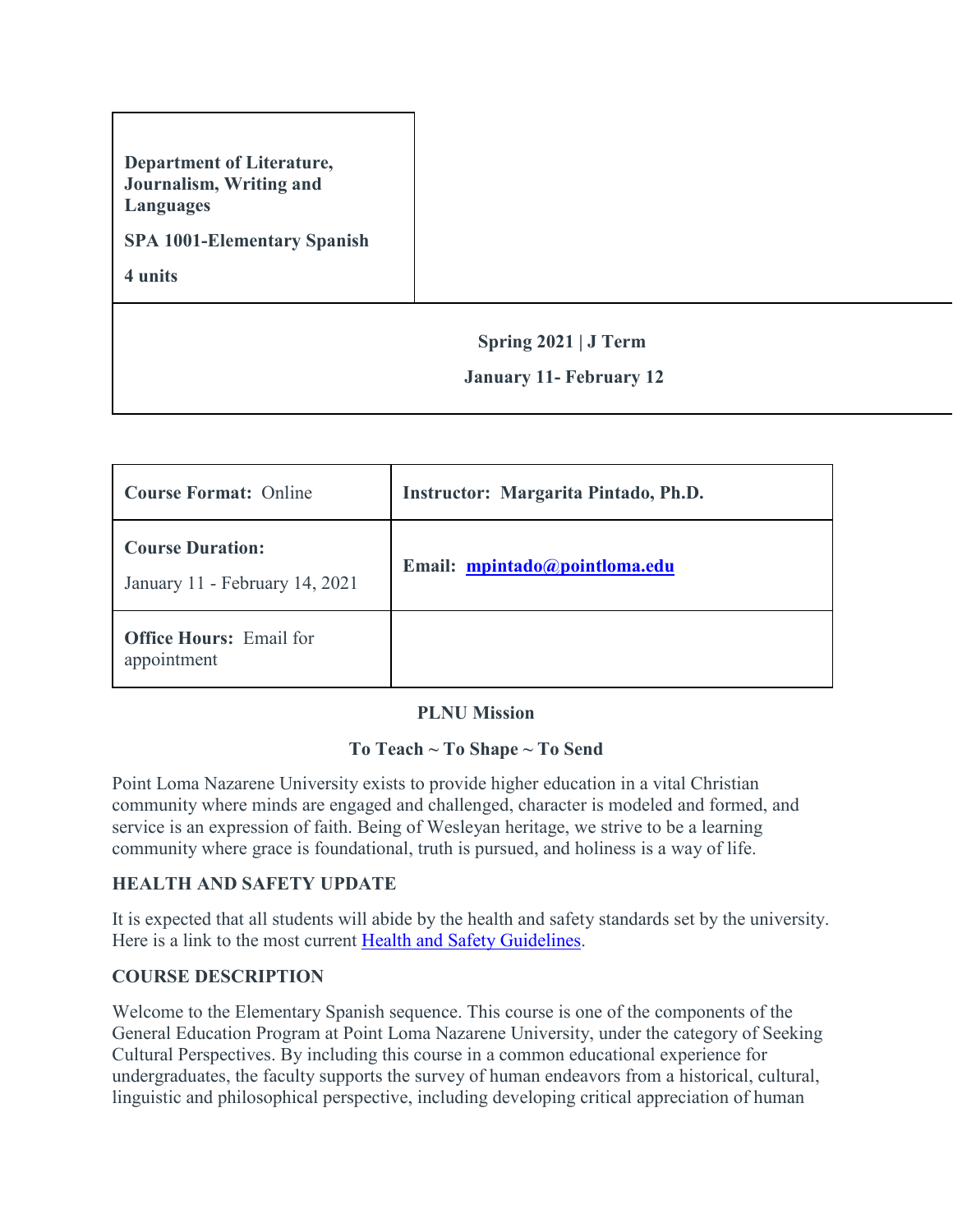| **Department of Literature, Journalism, Writing and Languages**<br><br>**SPA 1001-Elementary Spanish**<br><br>**4 units** |
| --- |

**Spring 2021 | J Term**

**January 11- February 12**

| **Course Format:** Online | **Instructor: Margarita Pintado, Ph.D.** |
| --- | --- |
| **Course Duration:**<br><br>January 11 - February 14, 2021 | **Email: [mpintado@pointloma.edu](mailto:mpintado@pointloma.edu)** |
| **Office Hours:** Email for appointment | |

## PLNU Mission

### To Teach ~ To Shape ~ To Send

Point Loma Nazarene University exists to provide higher education in a vital Christian community where minds are engaged and challenged, character is modeled and formed, and service is an expression of faith. Being of Wesleyan heritage, we strive to be a learning community where grace is foundational, truth is pursued, and holiness is a way of life.

## HEALTH AND SAFETY UPDATE

It is expected that all students will abide by the health and safety standards set by the university. Here is a link to the most current Health and Safety Guidelines.

## COURSE DESCRIPTION

Welcome to the Elementary Spanish sequence. This course is one of the components of the General Education Program at Point Loma Nazarene University, under the category of Seeking Cultural Perspectives. By including this course in a common educational experience for undergraduates, the faculty supports the survey of human endeavors from a historical, cultural, linguistic and philosophical perspective, including developing critical appreciation of human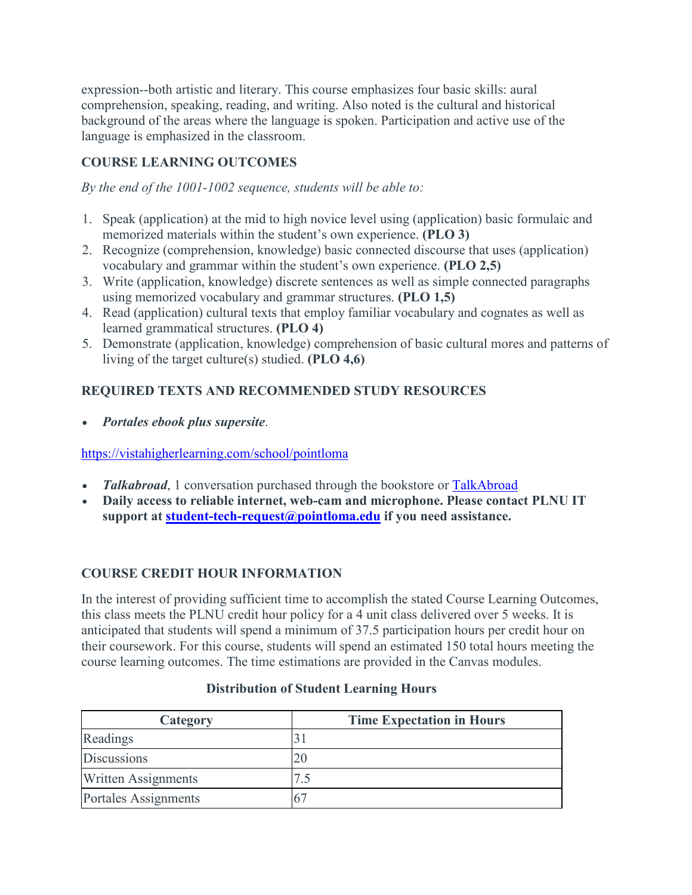expression--both artistic and literary. This course emphasizes four basic skills: aural comprehension, speaking, reading, and writing. Also noted is the cultural and historical background of the areas where the language is spoken. Participation and active use of the language is emphasized in the classroom.

### COURSE LEARNING OUTCOMES

*By the end of the 1001-1002 sequence, students will be able to:*

1. Speak (application) at the mid to high novice level using (application) basic formulaic and memorized materials within the student's own experience. **(PLO 3)**
2. Recognize (comprehension, knowledge) basic connected discourse that uses (application) vocabulary and grammar within the student's own experience. **(PLO 2,5)**
3. Write (application, knowledge) discrete sentences as well as simple connected paragraphs using memorized vocabulary and grammar structures. **(PLO 1,5)**
4. Read (application) cultural texts that employ familiar vocabulary and cognates as well as learned grammatical structures. **(PLO 4)**
5. Demonstrate (application, knowledge) comprehension of basic cultural mores and patterns of living of the target culture(s) studied. **(PLO 4,6)**

### REQUIRED TEXTS AND RECOMMENDED STUDY RESOURCES

- ***Portales ebook plus supersite***.

https://vistahigherlearning.com/school/pointloma

- ***Talkabroad***, 1 conversation purchased through the bookstore or TalkAbroad
- **Daily access to reliable internet, web-cam and microphone. Please contact PLNU IT support at student-tech-request@pointloma.edu if you need assistance.**

### COURSE CREDIT HOUR INFORMATION

In the interest of providing sufficient time to accomplish the stated Course Learning Outcomes, this class meets the PLNU credit hour policy for a 4 unit class delivered over 5 weeks. It is anticipated that students will spend a minimum of 37.5 participation hours per credit hour on their coursework. For this course, students will spend an estimated 150 total hours meeting the course learning outcomes. The time estimations are provided in the Canvas modules.

**Distribution of Student Learning Hours**

| Category | Time Expectation in Hours |
|---|---|
| Readings | 31 |
| Discussions | 20 |
| Written Assignments | 7.5 |
| Portales Assignments | 67 |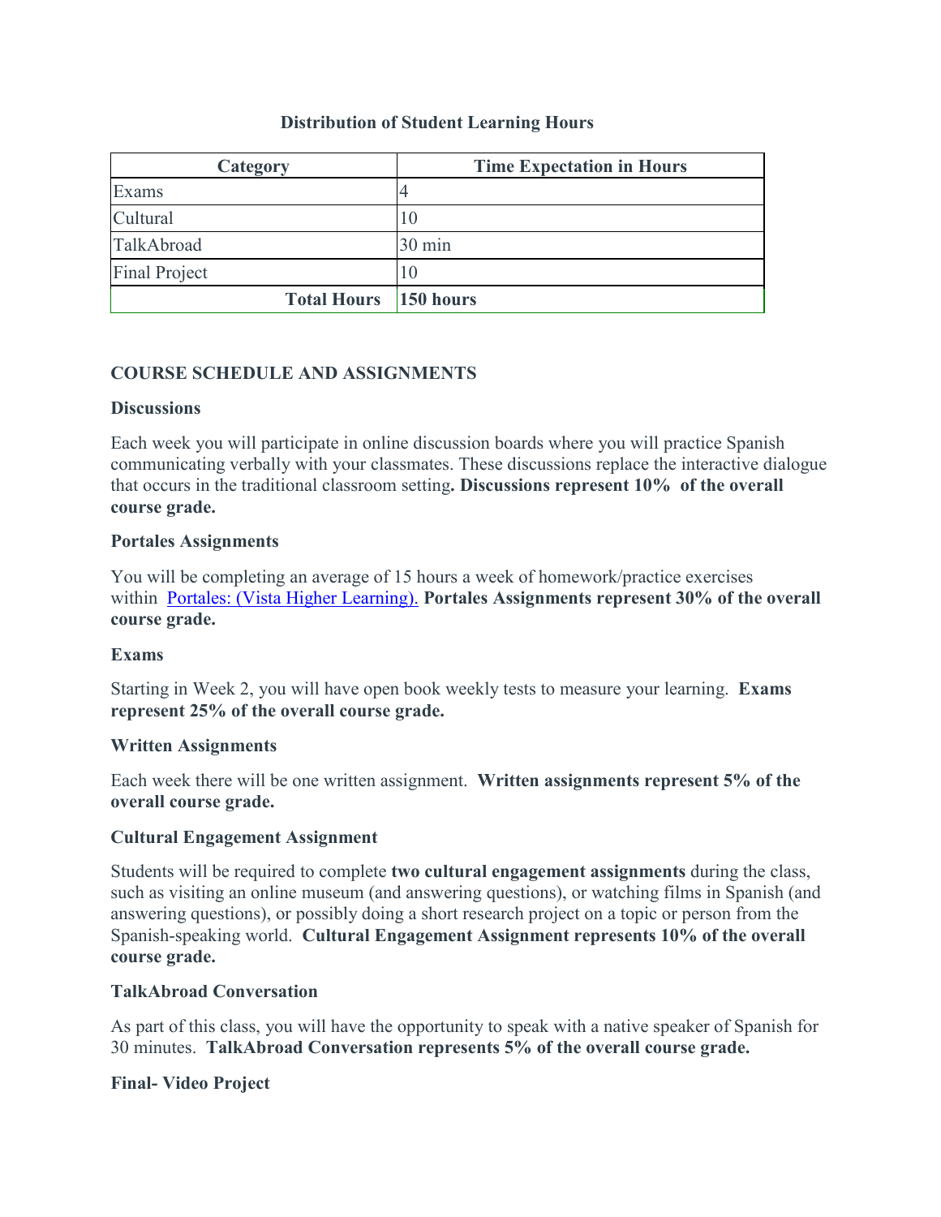**Distribution of Student Learning Hours**

| Category | Time Expectation in Hours |
|---|---|
| Exams | 4 |
| Cultural | 10 |
| TalkAbroad | 30 min |
| Final Project | 10 |
| **Total Hours** | **150 hours** |

**COURSE SCHEDULE AND ASSIGNMENTS**

**Discussions**

Each week you will participate in online discussion boards where you will practice Spanish communicating verbally with your classmates. These discussions replace the interactive dialogue that occurs in the traditional classroom setting**. Discussions represent 10% of the overall course grade.**

**Portales Assignments**

You will be completing an average of 15 hours a week of homework/practice exercises within Portales: (Vista Higher Learning). **Portales Assignments represent 30% of the overall course grade.**

**Exams**

Starting in Week 2, you will have open book weekly tests to measure your learning. **Exams represent 25% of the overall course grade.**

**Written Assignments**

Each week there will be one written assignment. **Written assignments represent 5% of the overall course grade.**

**Cultural Engagement Assignment**

Students will be required to complete **two cultural engagement assignments** during the class, such as visiting an online museum (and answering questions), or watching films in Spanish (and answering questions), or possibly doing a short research project on a topic or person from the Spanish-speaking world. **Cultural Engagement Assignment represents 10% of the overall course grade.**

**TalkAbroad Conversation**

As part of this class, you will have the opportunity to speak with a native speaker of Spanish for 30 minutes. **TalkAbroad Conversation represents 5% of the overall course grade.**

**Final- Video Project**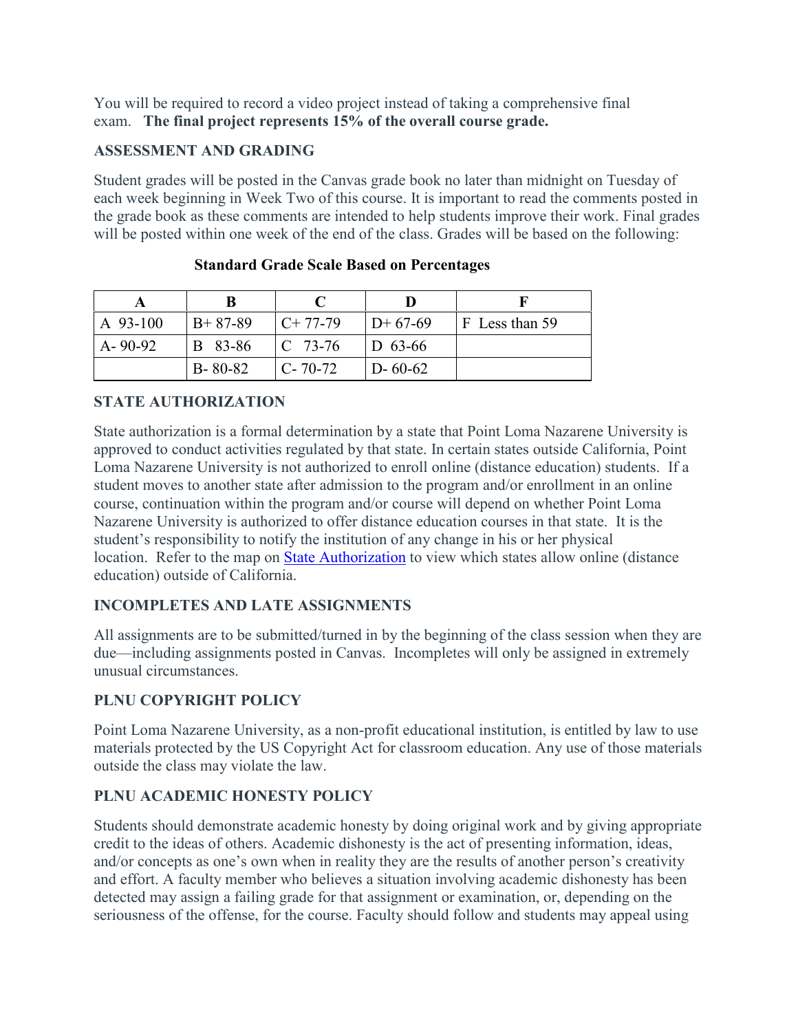You will be required to record a video project instead of taking a comprehensive final exam. **The final project represents 15% of the overall course grade.**

## ASSESSMENT AND GRADING

Student grades will be posted in the Canvas grade book no later than midnight on Tuesday of each week beginning in Week Two of this course. It is important to read the comments posted in the grade book as these comments are intended to help students improve their work. Final grades will be posted within one week of the end of the class. Grades will be based on the following:

**Standard Grade Scale Based on Percentages**

| A | B | C | D | F |
|---|---|---|---|---|
| A 93-100 | B+ 87-89 | C+ 77-79 | D+ 67-69 | F Less than 59 |
| A- 90-92 | B 83-86 | C 73-76 | D 63-66 | |
| | B- 80-82 | C- 70-72 | D- 60-62 | |

## STATE AUTHORIZATION

State authorization is a formal determination by a state that Point Loma Nazarene University is approved to conduct activities regulated by that state. In certain states outside California, Point Loma Nazarene University is not authorized to enroll online (distance education) students. If a student moves to another state after admission to the program and/or enrollment in an online course, continuation within the program and/or course will depend on whether Point Loma Nazarene University is authorized to offer distance education courses in that state. It is the student's responsibility to notify the institution of any change in his or her physical location. Refer to the map on [State Authorization] to view which states allow online (distance education) outside of California.

## INCOMPLETES AND LATE ASSIGNMENTS

All assignments are to be submitted/turned in by the beginning of the class session when they are due—including assignments posted in Canvas. Incompletes will only be assigned in extremely unusual circumstances.

## PLNU COPYRIGHT POLICY

Point Loma Nazarene University, as a non-profit educational institution, is entitled by law to use materials protected by the US Copyright Act for classroom education. Any use of those materials outside the class may violate the law.

## PLNU ACADEMIC HONESTY POLICY

Students should demonstrate academic honesty by doing original work and by giving appropriate credit to the ideas of others. Academic dishonesty is the act of presenting information, ideas, and/or concepts as one's own when in reality they are the results of another person's creativity and effort. A faculty member who believes a situation involving academic dishonesty has been detected may assign a failing grade for that assignment or examination, or, depending on the seriousness of the offense, for the course. Faculty should follow and students may appeal using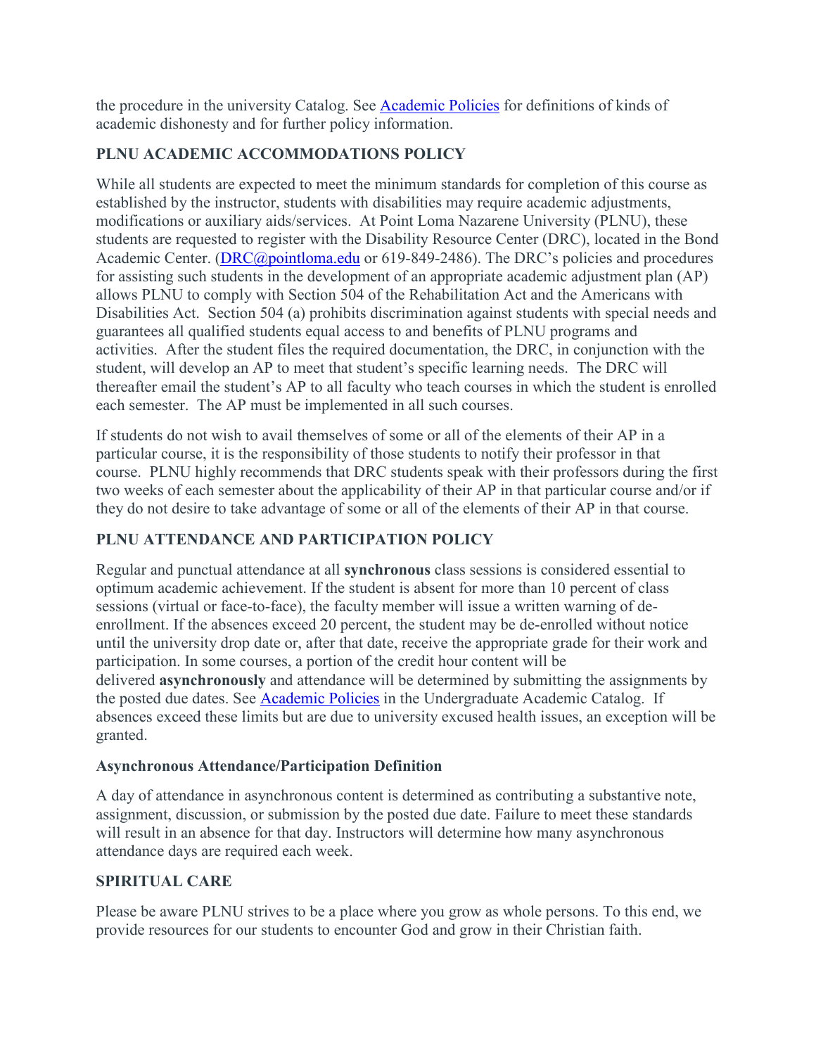the procedure in the university Catalog. See [Academic Policies] for definitions of kinds of academic dishonesty and for further policy information.

## PLNU ACADEMIC ACCOMMODATIONS POLICY

While all students are expected to meet the minimum standards for completion of this course as established by the instructor, students with disabilities may require academic adjustments, modifications or auxiliary aids/services. At Point Loma Nazarene University (PLNU), these students are requested to register with the Disability Resource Center (DRC), located in the Bond Academic Center. (DRC@pointloma.edu or 619-849-2486). The DRC's policies and procedures for assisting such students in the development of an appropriate academic adjustment plan (AP) allows PLNU to comply with Section 504 of the Rehabilitation Act and the Americans with Disabilities Act. Section 504 (a) prohibits discrimination against students with special needs and guarantees all qualified students equal access to and benefits of PLNU programs and activities. After the student files the required documentation, the DRC, in conjunction with the student, will develop an AP to meet that student's specific learning needs. The DRC will thereafter email the student's AP to all faculty who teach courses in which the student is enrolled each semester. The AP must be implemented in all such courses.

If students do not wish to avail themselves of some or all of the elements of their AP in a particular course, it is the responsibility of those students to notify their professor in that course. PLNU highly recommends that DRC students speak with their professors during the first two weeks of each semester about the applicability of their AP in that particular course and/or if they do not desire to take advantage of some or all of the elements of their AP in that course.

## PLNU ATTENDANCE AND PARTICIPATION POLICY

Regular and punctual attendance at all **synchronous** class sessions is considered essential to optimum academic achievement. If the student is absent for more than 10 percent of class sessions (virtual or face-to-face), the faculty member will issue a written warning of de-enrollment. If the absences exceed 20 percent, the student may be de-enrolled without notice until the university drop date or, after that date, receive the appropriate grade for their work and participation. In some courses, a portion of the credit hour content will be delivered **asynchronously** and attendance will be determined by submitting the assignments by the posted due dates. See [Academic Policies] in the Undergraduate Academic Catalog. If absences exceed these limits but are due to university excused health issues, an exception will be granted.

### Asynchronous Attendance/Participation Definition

A day of attendance in asynchronous content is determined as contributing a substantive note, assignment, discussion, or submission by the posted due date. Failure to meet these standards will result in an absence for that day. Instructors will determine how many asynchronous attendance days are required each week.

## SPIRITUAL CARE

Please be aware PLNU strives to be a place where you grow as whole persons. To this end, we provide resources for our students to encounter God and grow in their Christian faith.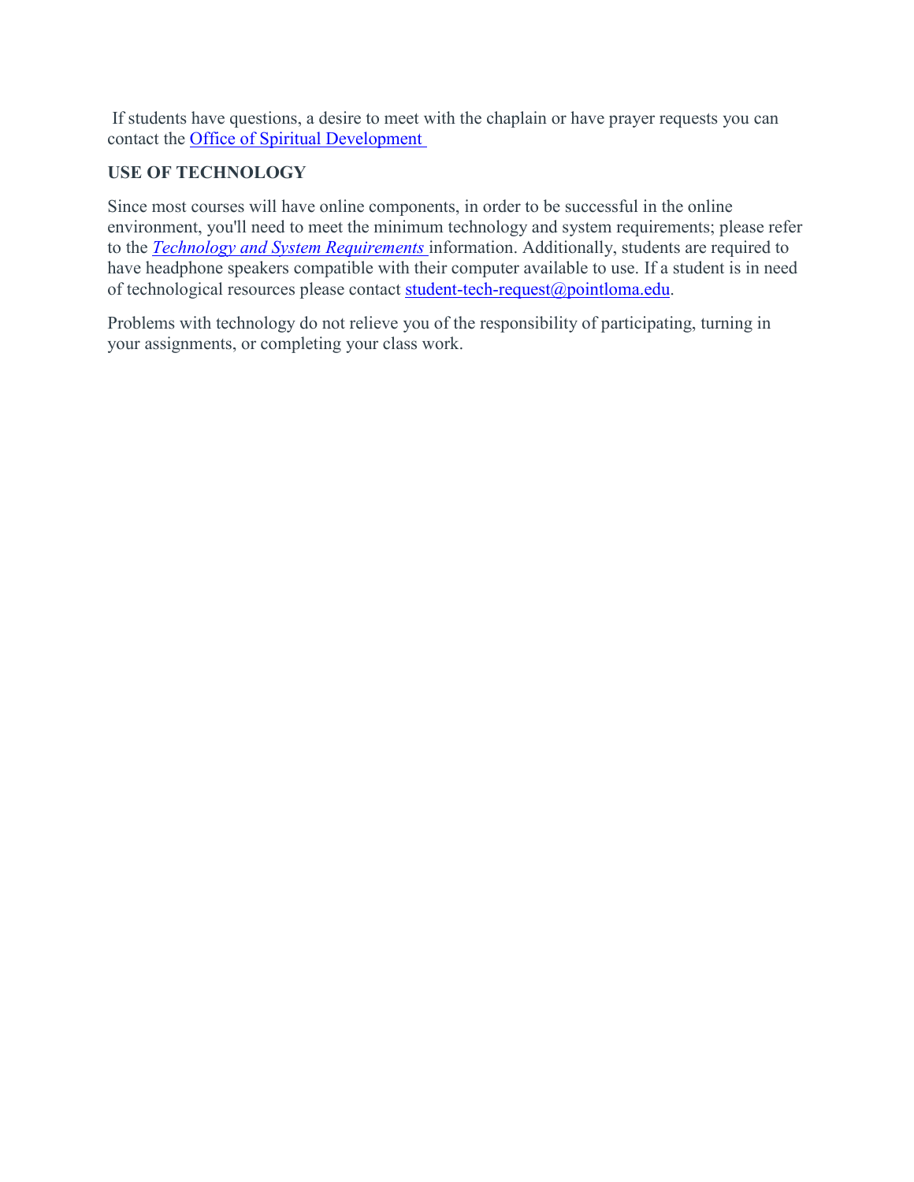If students have questions, a desire to meet with the chaplain or have prayer requests you can contact the [Office of Spiritual Development]()

**USE OF TECHNOLOGY**

Since most courses will have online components, in order to be successful in the online environment, you'll need to meet the minimum technology and system requirements; please refer to the [*Technology and System Requirements*]() information. Additionally, students are required to have headphone speakers compatible with their computer available to use. If a student is in need of technological resources please contact [student-tech-request@pointloma.edu](mailto:student-tech-request@pointloma.edu).

Problems with technology do not relieve you of the responsibility of participating, turning in your assignments, or completing your class work.